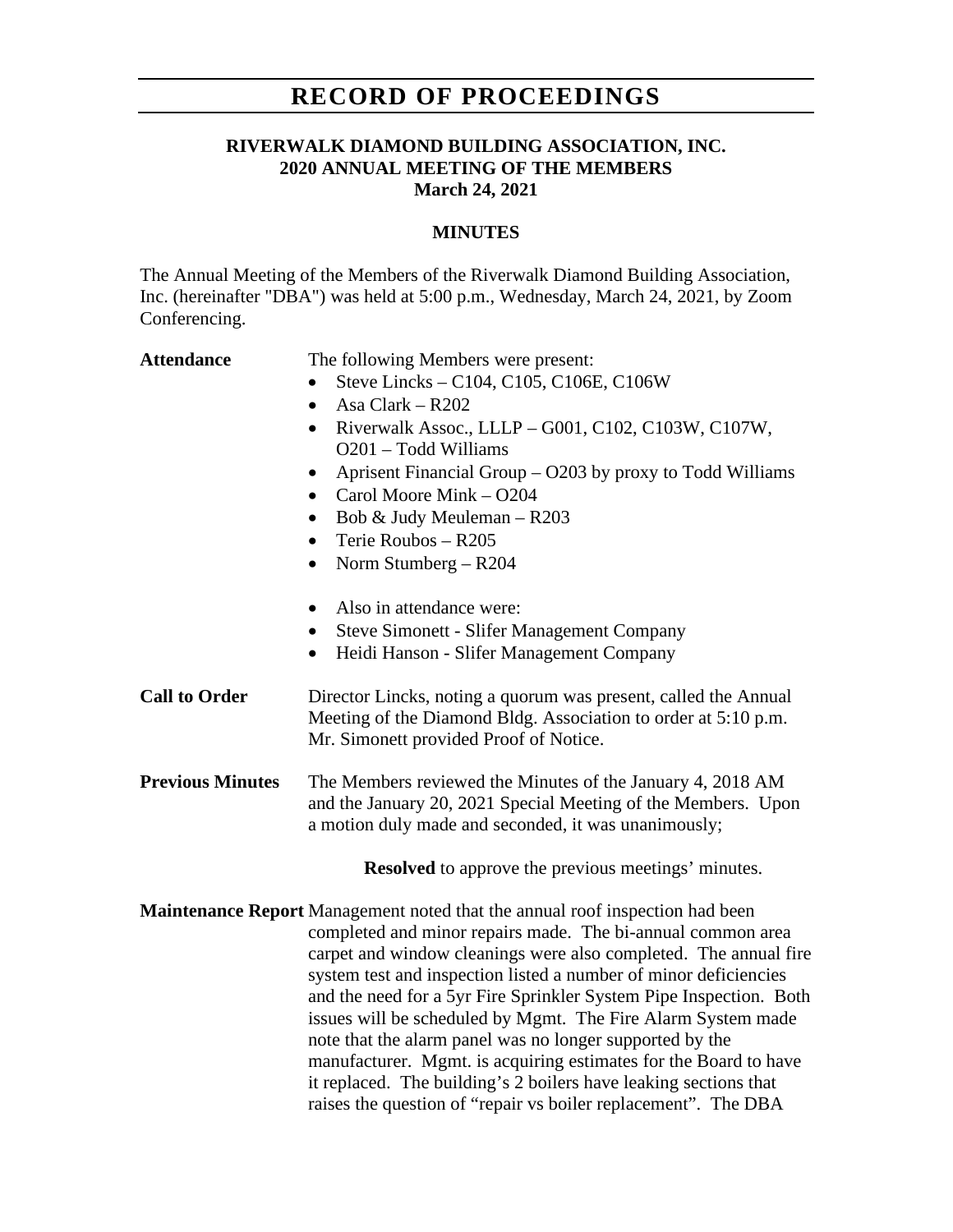# RECORD OF PROCEEDINGS

**RIVERWALK DIAMOND BUILDING ASSOCIATION, INC.**
**2020 ANNUAL MEETING OF THE MEMBERS**
**March 24, 2021**

**MINUTES**

The Annual Meeting of the Members of the Riverwalk Diamond Building Association, Inc. (hereinafter "DBA") was held at 5:00 p.m., Wednesday, March 24, 2021, by Zoom Conferencing.

**Attendance**

The following Members were present:

- Steve Lincks – C104, C105, C106E, C106W
- Asa Clark – R202
- Riverwalk Assoc., LLLP – G001, C102, C103W, C107W, O201 – Todd Williams
- Aprisent Financial Group – O203 by proxy to Todd Williams
- Carol Moore Mink – O204
- Bob & Judy Meuleman – R203
- Terie Roubos – R205
- Norm Stumberg – R204

- Also in attendance were:
- Steve Simonett - Slifer Management Company
- Heidi Hanson - Slifer Management Company

**Call to Order**

Director Lincks, noting a quorum was present, called the Annual Meeting of the Diamond Bldg. Association to order at 5:10 p.m. Mr. Simonett provided Proof of Notice.

**Previous Minutes**

The Members reviewed the Minutes of the January 4, 2018 AM and the January 20, 2021 Special Meeting of the Members. Upon a motion duly made and seconded, it was unanimously;

**Resolved** to approve the previous meetings' minutes.

**Maintenance Report**

Management noted that the annual roof inspection had been completed and minor repairs made. The bi-annual common area carpet and window cleanings were also completed. The annual fire system test and inspection listed a number of minor deficiencies and the need for a 5yr Fire Sprinkler System Pipe Inspection. Both issues will be scheduled by Mgmt. The Fire Alarm System made note that the alarm panel was no longer supported by the manufacturer. Mgmt. is acquiring estimates for the Board to have it replaced. The building's 2 boilers have leaking sections that raises the question of "repair vs boiler replacement". The DBA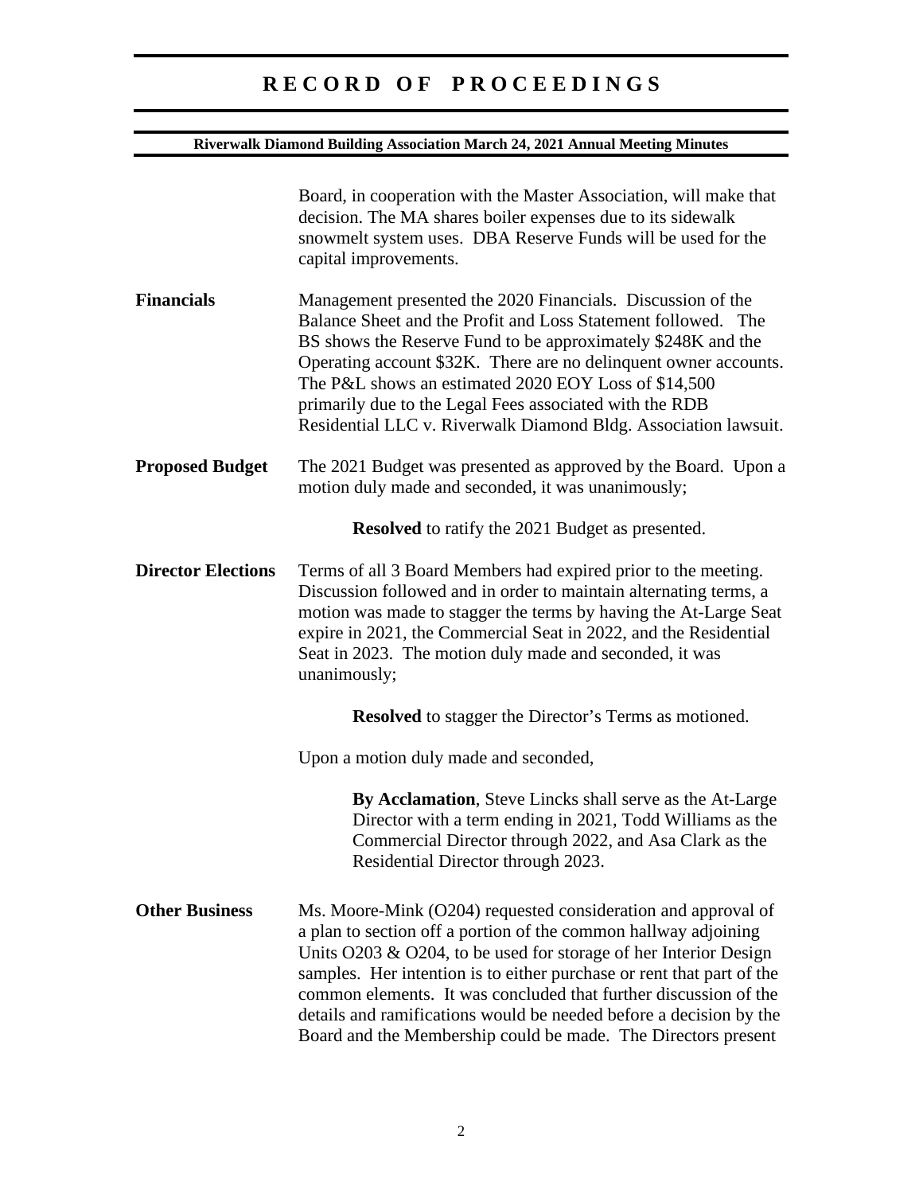Board, in cooperation with the Master Association, will make that decision. The MA shares boiler expenses due to its sidewalk snowmelt system uses. DBA Reserve Funds will be used for the capital improvements.

**Financials**

Management presented the 2020 Financials. Discussion of the Balance Sheet and the Profit and Loss Statement followed. The BS shows the Reserve Fund to be approximately $248K and the Operating account $32K. There are no delinquent owner accounts. The P&L shows an estimated 2020 EOY Loss of $14,500 primarily due to the Legal Fees associated with the RDB Residential LLC v. Riverwalk Diamond Bldg. Association lawsuit.

**Proposed Budget**

The 2021 Budget was presented as approved by the Board. Upon a motion duly made and seconded, it was unanimously;

> **Resolved** to ratify the 2021 Budget as presented.

**Director Elections**

Terms of all 3 Board Members had expired prior to the meeting. Discussion followed and in order to maintain alternating terms, a motion was made to stagger the terms by having the At-Large Seat expire in 2021, the Commercial Seat in 2022, and the Residential Seat in 2023. The motion duly made and seconded, it was unanimously;

> **Resolved** to stagger the Director's Terms as motioned.

Upon a motion duly made and seconded,

> **By Acclamation**, Steve Lincks shall serve as the At-Large Director with a term ending in 2021, Todd Williams as the Commercial Director through 2022, and Asa Clark as the Residential Director through 2023.

**Other Business**

Ms. Moore-Mink (O204) requested consideration and approval of a plan to section off a portion of the common hallway adjoining Units O203 & O204, to be used for storage of her Interior Design samples. Her intention is to either purchase or rent that part of the common elements. It was concluded that further discussion of the details and ramifications would be needed before a decision by the Board and the Membership could be made. The Directors present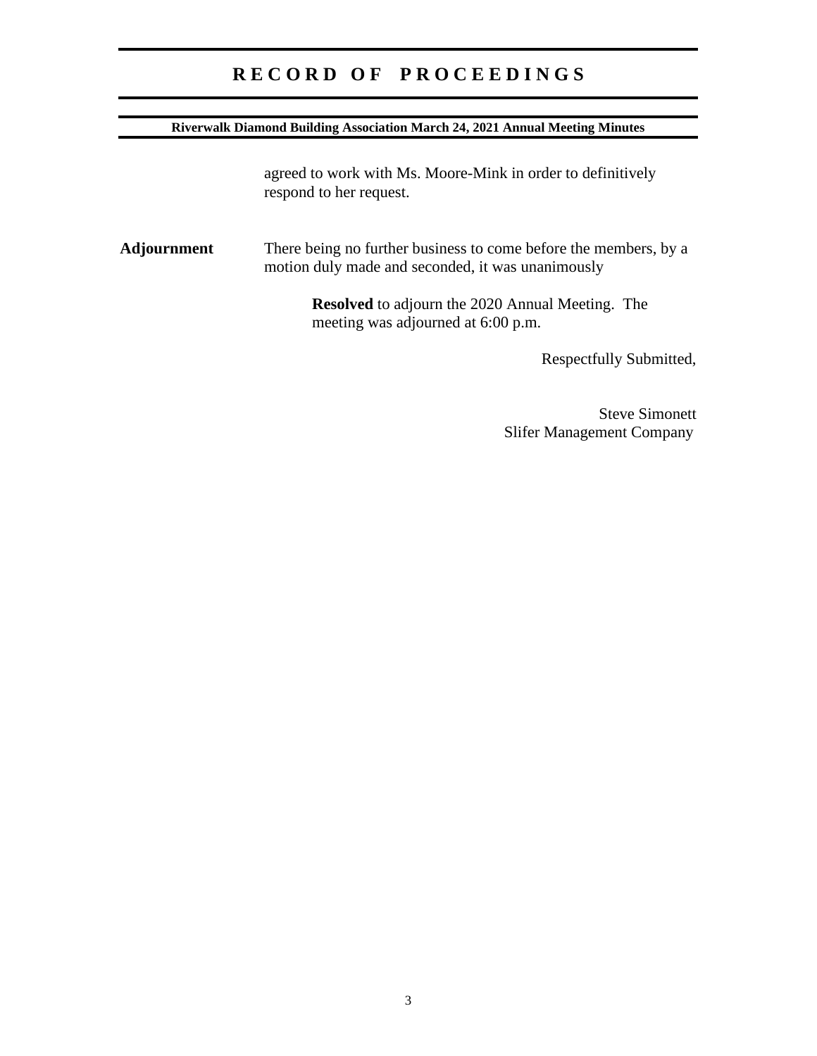agreed to work with Ms. Moore-Mink in order to definitively respond to her request.

**Adjournment**

There being no further business to come before the members, by a motion duly made and seconded, it was unanimously

**Resolved** to adjourn the 2020 Annual Meeting. The meeting was adjourned at 6:00 p.m.

Respectfully Submitted,

Steve Simonett
Slifer Management Company